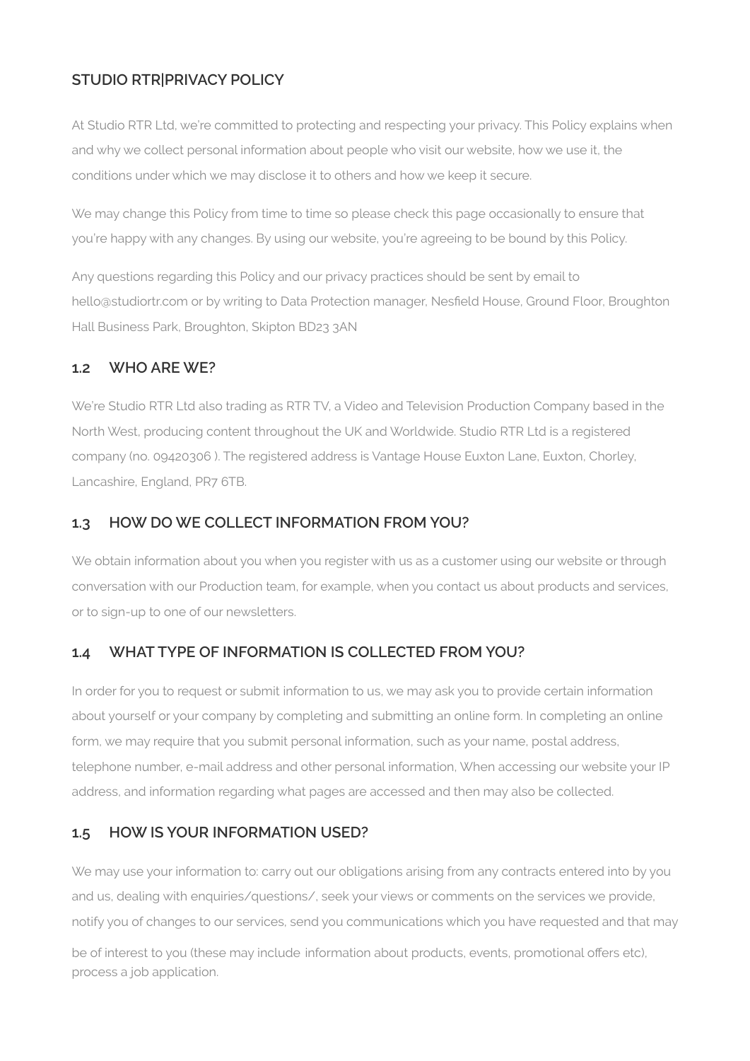## STUDIO RTR|PRIVACY POLICY

At Studio RTR Ltd, we're committed to protecting and respecting your privacy. This Policy explains when and why we collect personal information about people who visit our website, how we use it, the conditions under which we may disclose it to others and how we keep it secure.

We may change this Policy from time to time so please check this page occasionally to ensure that you're happy with any changes. By using our website, you're agreeing to be bound by this Policy.

Any questions regarding this Policy and our privacy practices should be sent by email to hello@studiortr.com or by writing to Data Protection manager, Nesfield House, Ground Floor, Broughton Hall Business Park, Broughton, Skipton BD23 3AN

### 1.2 WHO ARE WE?

We're Studio RTR Ltd also trading as RTR TV, a Video and Television Production Company based in the North West, producing content throughout the UK and Worldwide. Studio RTR Ltd is a registered company (no. 09420306 ). The registered address is Vantage House Euxton Lane, Euxton, Chorley, Lancashire, England, PR7 6TB.

### 1.3 HOW DO WE COLLECT INFORMATION FROM YOU?

We obtain information about you when you register with us as a customer using our website or through conversation with our Production team, for example, when you contact us about products and services, or to sign-up to one of our newsletters.

### 1.4 WHAT TYPE OF INFORMATION IS COLLECTED FROM YOU?

In order for you to request or submit information to us, we may ask you to provide certain information about yourself or your company by completing and submitting an online form. In completing an online form, we may require that you submit personal information, such as your name, postal address, telephone number, e-mail address and other personal information, When accessing our website your IP address, and information regarding what pages are accessed and then may also be collected.

### 1.5 HOW IS YOUR INFORMATION USED?

We may use your information to: carry out our obligations arising from any contracts entered into by you and us, dealing with enquiries/questions/, seek your views or comments on the services we provide, notify you of changes to our services, send you communications which you have requested and that may be of interest to you (these may include information about products, events, promotional offers etc), process a job application.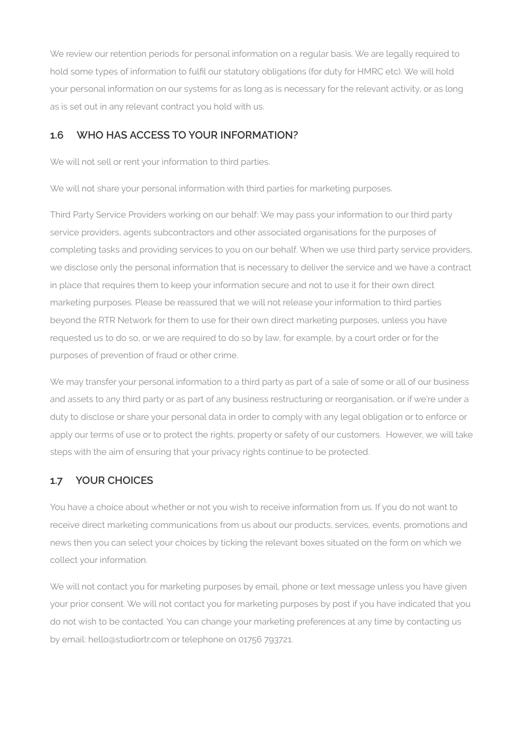We review our retention periods for personal information on a regular basis. We are legally required to hold some types of information to fulfil our statutory obligations (for duty for HMRC etc). We will hold your personal information on our systems for as long as is necessary for the relevant activity, or as long as is set out in any relevant contract you hold with us.

## 1.6 WHO HAS ACCESS TO YOUR INFORMATION?

We will not sell or rent your information to third parties.

We will not share your personal information with third parties for marketing purposes.

Third Party Service Providers working on our behalf: We may pass your information to our third party service providers, agents subcontractors and other associated organisations for the purposes of completing tasks and providing services to you on our behalf. When we use third party service providers, we disclose only the personal information that is necessary to deliver the service and we have a contract in place that requires them to keep your information secure and not to use it for their own direct marketing purposes. Please be reassured that we will not release your information to third parties beyond the RTR Network for them to use for their own direct marketing purposes, unless you have requested us to do so, or we are required to do so by law, for example, by a court order or for the purposes of prevention of fraud or other crime.

We may transfer your personal information to a third party as part of a sale of some or all of our business and assets to any third party or as part of any business restructuring or reorganisation, or if we're under a duty to disclose or share your personal data in order to comply with any legal obligation or to enforce or apply our terms of use or to protect the rights, property or safety of our customers. However, we will take steps with the aim of ensuring that your privacy rights continue to be protected.

## 1.7 YOUR CHOICES

You have a choice about whether or not you wish to receive information from us. If you do not want to receive direct marketing communications from us about our products, services, events, promotions and news then you can select your choices by ticking the relevant boxes situated on the form on which we collect your information.

We will not contact you for marketing purposes by email, phone or text message unless you have given your prior consent. We will not contact you for marketing purposes by post if you have indicated that you do not wish to be contacted. You can change your marketing preferences at any time by contacting us by email: hello@studiortr.com or telephone on 01756 793721.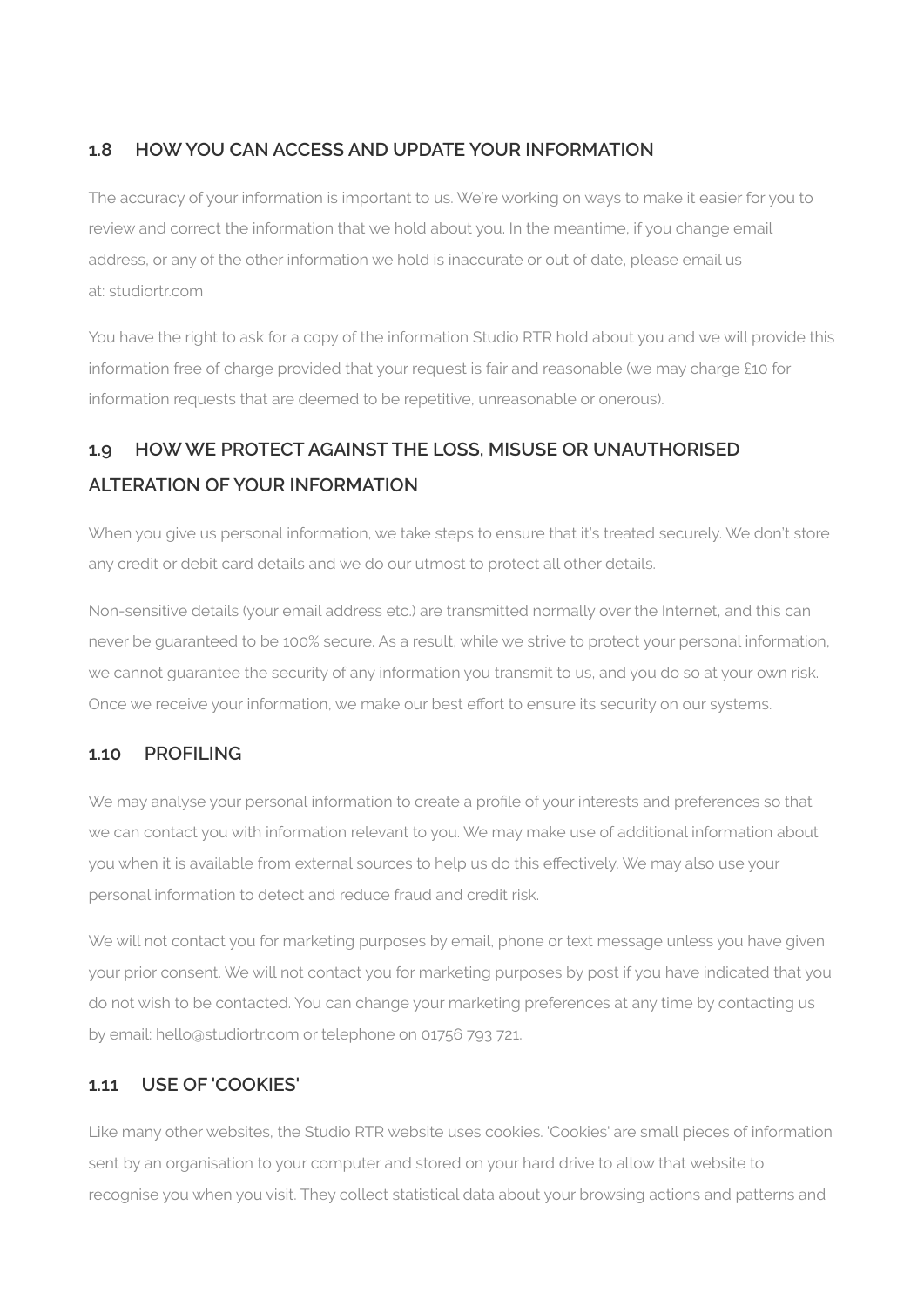### 1.8 HOW YOU CAN ACCESS AND UPDATE YOUR INFORMATION

The accuracy of your information is important to us. We're working on ways to make it easier for you to review and correct the information that we hold about you. In the meantime, if you change email address, or any of the other information we hold is inaccurate or out of date, please email us at: studiortr.com

You have the right to ask for a copy of the information Studio RTR hold about you and we will provide this information free of charge provided that your request is fair and reasonable (we may charge £10 for information requests that are deemed to be repetitive, unreasonable or onerous).

### 1.9 HOW WE PROTECT AGAINST THE LOSS, MISUSE OR UNAUTHORISED ALTERATION OF YOUR INFORMATION

When you give us personal information, we take steps to ensure that it's treated securely. We don't store any credit or debit card details and we do our utmost to protect all other details.

Non-sensitive details (your email address etc.) are transmitted normally over the Internet, and this can never be guaranteed to be 100% secure. As a result, while we strive to protect your personal information, we cannot guarantee the security of any information you transmit to us, and you do so at your own risk. Once we receive your information, we make our best effort to ensure its security on our systems.

### 1.10 PROFILING

We may analyse your personal information to create a profile of your interests and preferences so that we can contact you with information relevant to you. We may make use of additional information about you when it is available from external sources to help us do this effectively. We may also use your personal information to detect and reduce fraud and credit risk.

We will not contact you for marketing purposes by email, phone or text message unless you have given your prior consent. We will not contact you for marketing purposes by post if you have indicated that you do not wish to be contacted. You can change your marketing preferences at any time by contacting us by email: hello@studiortr.com or telephone on 01756 793 721.

### 1.11 USE OF 'COOKIES'

Like many other websites, the Studio RTR website uses cookies. 'Cookies' are small pieces of information sent by an organisation to your computer and stored on your hard drive to allow that website to recognise you when you visit. They collect statistical data about your browsing actions and patterns and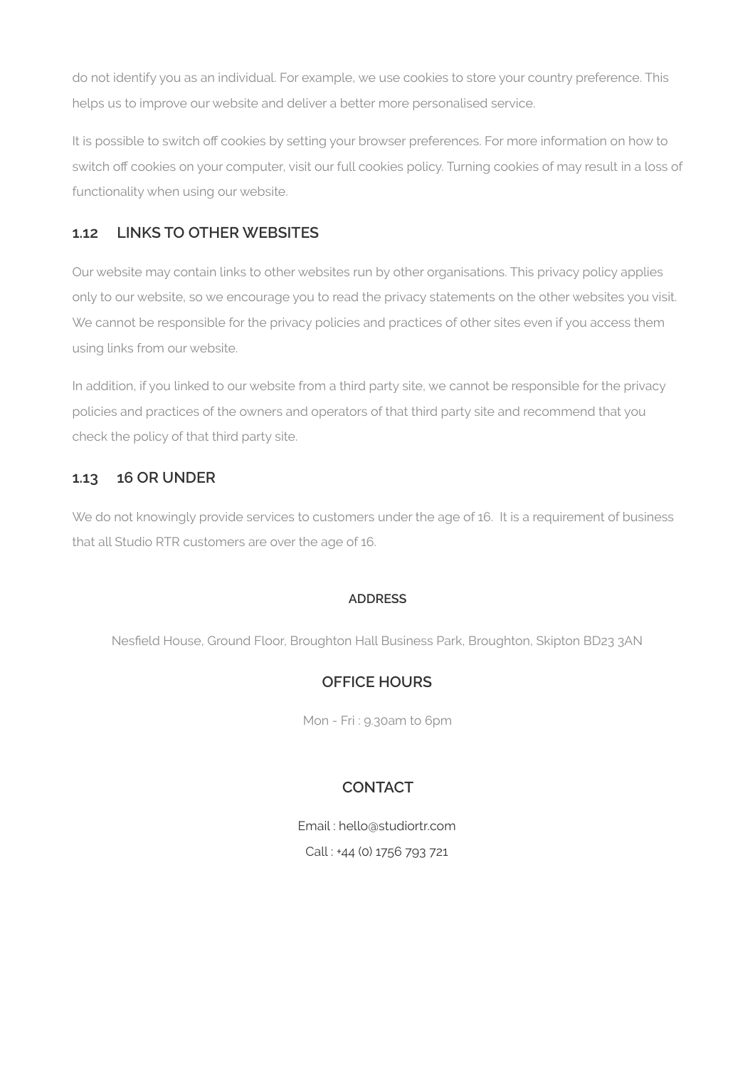do not identify you as an individual. For example, we use cookies to store your country preference. This helps us to improve our website and deliver a better more personalised service.

It is possible to switch off cookies by setting your browser preferences. For more information on how to switch off cookies on your computer, visit our full cookies policy. Turning cookies of may result in a loss of functionality when using our website.

## 1.12 LINKS TO OTHER WEBSITES

Our website may contain links to other websites run by other organisations. This privacy policy applies only to our website, so we encourage you to read the privacy statements on the other websites you visit. We cannot be responsible for the privacy policies and practices of other sites even if you access them using links from our website.

In addition, if you linked to our website from a third party site, we cannot be responsible for the privacy policies and practices of the owners and operators of that third party site and recommend that you check the policy of that third party site.

## 1.13 16 OR UNDER

We do not knowingly provide services to customers under the age of 16. It is a requirement of business that all Studio RTR customers are over the age of 16.

**ADDRESS**

Nesfield House, Ground Floor, Broughton Hall Business Park, Broughton, Skipton BD23 3AN

### OFFICE HOURS

Mon - Fri : 9.30am to 6pm

### CONTACT

Email : hello@studiortr.com

Call : +44 (0) 1756 793 721